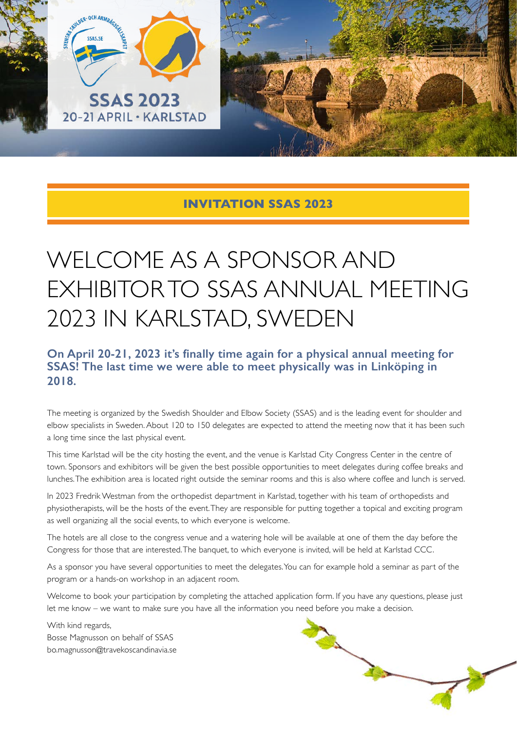SSAS 2023
20-21 APRIL · KARLSTAD

**INVITATION SSAS 2023**

# WELCOME AS A SPONSOR AND EXHIBITOR TO SSAS ANNUAL MEETING 2023 IN KARLSTAD, SWEDEN

## On April 20-21, 2023 it's finally time again for a physical annual meeting for SSAS! The last time we were able to meet physically was in Linköping in 2018.

The meeting is organized by the Swedish Shoulder and Elbow Society (SSAS) and is the leading event for shoulder and elbow specialists in Sweden. About 120 to 150 delegates are expected to attend the meeting now that it has been such a long time since the last physical event.

This time Karlstad will be the city hosting the event, and the venue is Karlstad City Congress Center in the centre of town. Sponsors and exhibitors will be given the best possible opportunities to meet delegates during coffee breaks and lunches. The exhibition area is located right outside the seminar rooms and this is also where coffee and lunch is served.

In 2023 Fredrik Westman from the orthopedist department in Karlstad, together with his team of orthopedists and physiotherapists, will be the hosts of the event. They are responsible for putting together a topical and exciting program as well organizing all the social events, to which everyone is welcome.

The hotels are all close to the congress venue and a watering hole will be available at one of them the day before the Congress for those that are interested. The banquet, to which everyone is invited, will be held at Karlstad CCC.

As a sponsor you have several opportunities to meet the delegates. You can for example hold a seminar as part of the program or a hands-on workshop in an adjacent room.

Welcome to book your participation by completing the attached application form. If you have any questions, please just let me know – we want to make sure you have all the information you need before you make a decision.

With kind regards,
Bosse Magnusson on behalf of SSAS
bo.magnusson@travekoscandinavia.se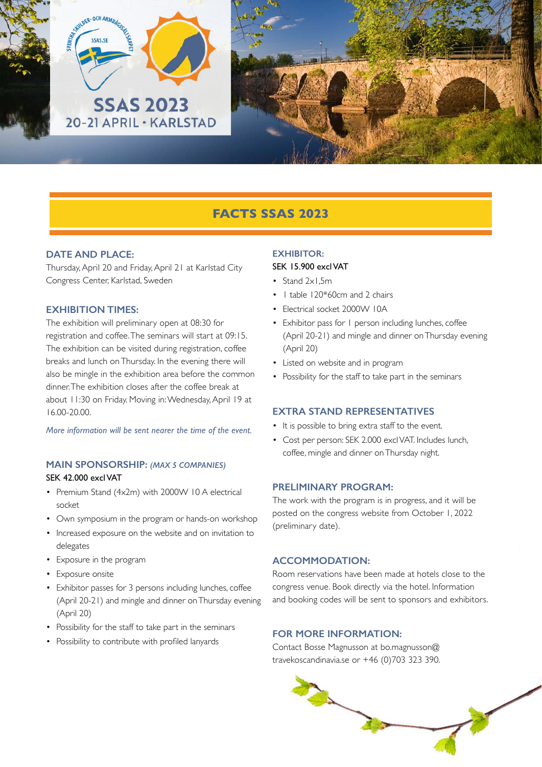SSAS 2023
20-21 APRIL • KARLSTAD

# FACTS SSAS 2023

## DATE AND PLACE:

Thursday, April 20 and Friday, April 21 at Karlstad City Congress Center, Karlstad, Sweden

## EXHIBITION TIMES:

The exhibition will preliminary open at 08:30 for registration and coffee. The seminars will start at 09:15. The exhibition can be visited during registration, coffee breaks and lunch on Thursday. In the evening there will also be mingle in the exhibition area before the common dinner. The exhibition closes after the coffee break at about 11:30 on Friday. Moving in: Wednesday, April 19 at 16.00-20.00.

*More information will be sent nearer the time of the event.*

## MAIN SPONSORSHIP: *(MAX 5 COMPANIES)*

SEK 42.000 excl VAT

- Premium Stand (4x2m) with 2000W 10 A electrical socket
- Own symposium in the program or hands-on workshop
- Increased exposure on the website and on invitation to delegates
- Exposure in the program
- Exposure onsite
- Exhibitor passes for 3 persons including lunches, coffee (April 20-21) and mingle and dinner on Thursday evening (April 20)
- Possibility for the staff to take part in the seminars
- Possibility to contribute with profiled lanyards

## EXHIBITOR:

SEK 15.900 excl VAT

- Stand 2x1,5m
- 1 table 120*60cm and 2 chairs
- Electrical socket 2000W 10A
- Exhibitor pass for 1 person including lunches, coffee (April 20-21) and mingle and dinner on Thursday evening (April 20)
- Listed on website and in program
- Possibility for the staff to take part in the seminars

## EXTRA STAND REPRESENTATIVES

- It is possible to bring extra staff to the event.
- Cost per person: SEK 2.000 excl VAT. Includes lunch, coffee, mingle and dinner on Thursday night.

## PRELIMINARY PROGRAM:

The work with the program is in progress, and it will be posted on the congress website from October 1, 2022 (preliminary date).

## ACCOMMODATION:

Room reservations have been made at hotels close to the congress venue. Book directly via the hotel. Information and booking codes will be sent to sponsors and exhibitors.

## FOR MORE INFORMATION:

Contact Bosse Magnusson at bo.magnusson@travekoscandinavia.se or +46 (0)703 323 390.